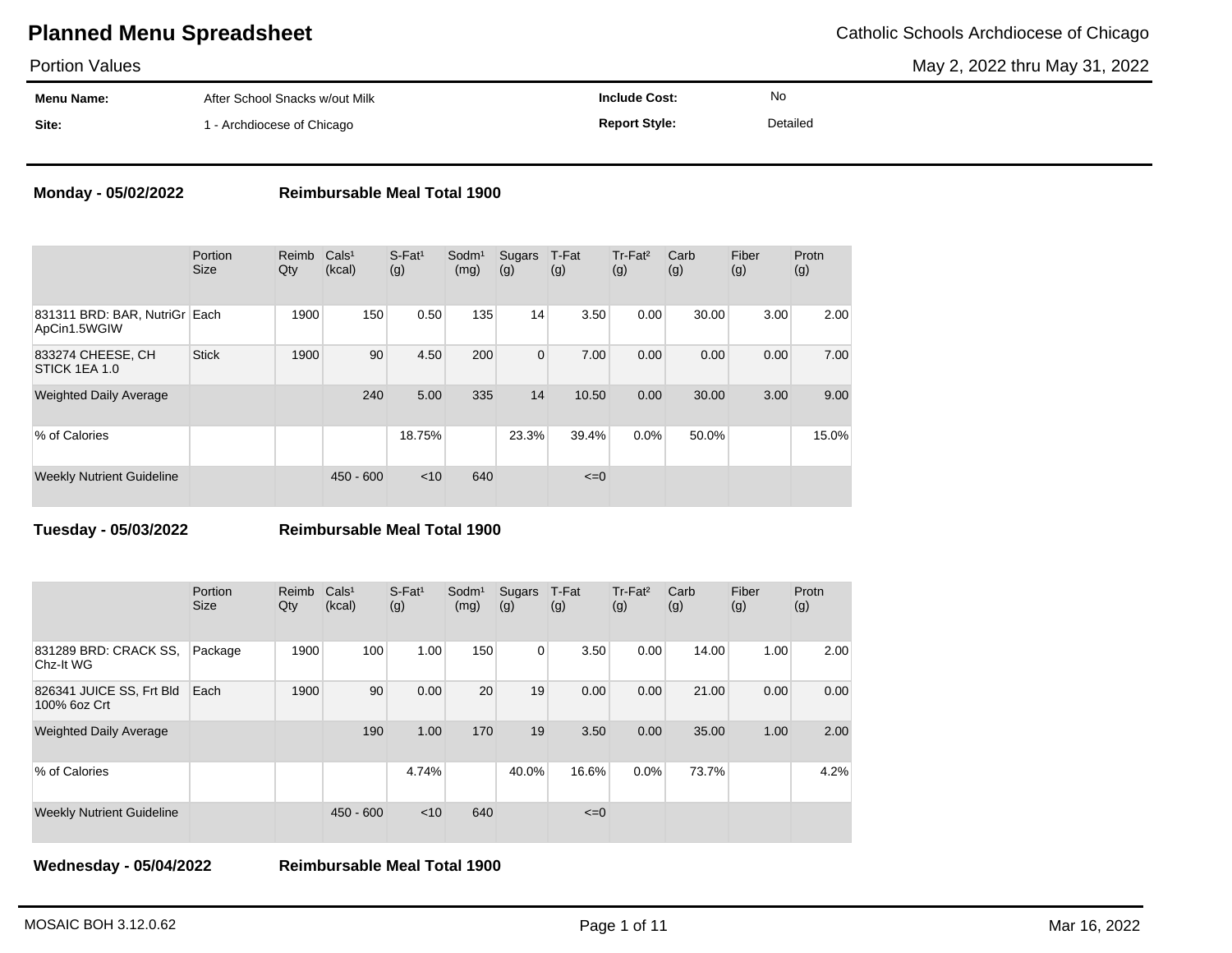# Planned Menu Spreadsheet

Catholic Schools Archdiocese of Chicago

Portion Values

May 2, 2022 thru May 31, 2022

| | | | |
|---|---|---|---|
| **Menu Name:** | After School Snacks w/out Milk | **Include Cost:** | No |
| **Site:** | 1 - Archdiocese of Chicago | **Report Style:** | Detailed |

## Monday - 05/02/2022

**Reimbursable Meal Total 1900**

| | Portion Size | Reimb Qty | Cals[1] (kcal) | S-Fat[1] (g) | Sodm[1] (mg) | Sugars (g) | T-Fat (g) | Tr-Fat[2] (g) | Carb (g) | Fiber (g) | Protn (g) |
|---|---|---|---|---|---|---|---|---|---|---|---|
| 831311 BRD: BAR, NutriGr ApCin1.5WGIW | Each | 1900 | 150 | 0.50 | 135 | 14 | 3.50 | 0.00 | 30.00 | 3.00 | 2.00 |
| 833274 CHEESE, CH STICK 1EA 1.0 | Stick | 1900 | 90 | 4.50 | 200 | 0 | 7.00 | 0.00 | 0.00 | 0.00 | 7.00 |
| Weighted Daily Average | | | 240 | 5.00 | 335 | 14 | 10.50 | 0.00 | 30.00 | 3.00 | 9.00 |
| % of Calories | | | | 18.75% | | 23.3% | 39.4% | 0.0% | 50.0% | | 15.0% |
| Weekly Nutrient Guideline | | | 450 - 600 | <10 | 640 | | <=0 | | | | |

## Tuesday - 05/03/2022

**Reimbursable Meal Total 1900**

| | Portion Size | Reimb Qty | Cals[1] (kcal) | S-Fat[1] (g) | Sodm[1] (mg) | Sugars (g) | T-Fat (g) | Tr-Fat[2] (g) | Carb (g) | Fiber (g) | Protn (g) |
|---|---|---|---|---|---|---|---|---|---|---|---|
| 831289 BRD: CRACK SS, Chz-It WG | Package | 1900 | 100 | 1.00 | 150 | 0 | 3.50 | 0.00 | 14.00 | 1.00 | 2.00 |
| 826341 JUICE SS, Frt Bld 100% 6oz Crt | Each | 1900 | 90 | 0.00 | 20 | 19 | 0.00 | 0.00 | 21.00 | 0.00 | 0.00 |
| Weighted Daily Average | | | 190 | 1.00 | 170 | 19 | 3.50 | 0.00 | 35.00 | 1.00 | 2.00 |
| % of Calories | | | | 4.74% | | 40.0% | 16.6% | 0.0% | 73.7% | | 4.2% |
| Weekly Nutrient Guideline | | | 450 - 600 | <10 | 640 | | <=0 | | | | |

## Wednesday - 05/04/2022

**Reimbursable Meal Total 1900**

MOSAIC BOH 3.12.0.62

Mar 16, 2022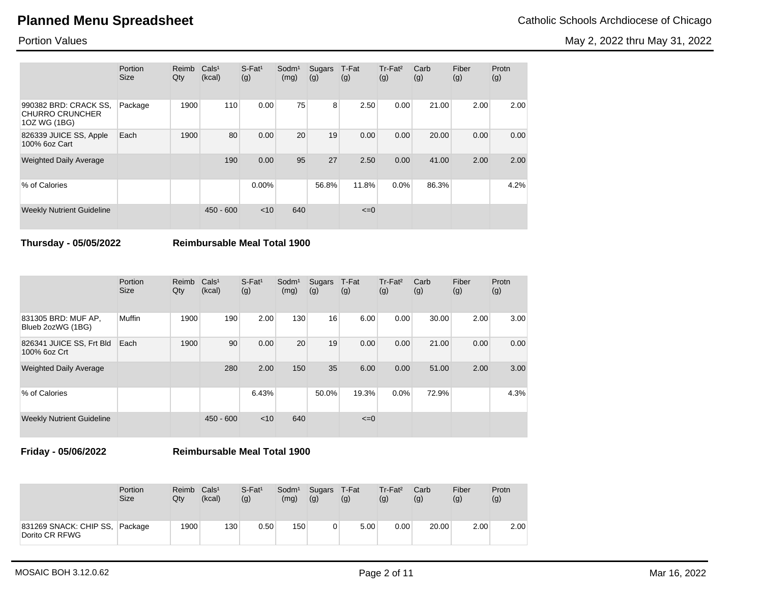| | Portion Size | Reimb Qty | Cals¹ (kcal) | S-Fat¹ (g) | Sodm¹ (mg) | Sugars (g) | T-Fat (g) | Tr-Fat² (g) | Carb (g) | Fiber (g) | Protn (g) |
|---|---|---|---|---|---|---|---|---|---|---|---|
| 990382 BRD: CRACK SS, CHURRO CRUNCHER 1OZ WG (1BG) | Package | 1900 | 110 | 0.00 | 75 | 8 | 2.50 | 0.00 | 21.00 | 2.00 | 2.00 |
| 826339 JUICE SS, Apple 100% 6oz Cart | Each | 1900 | 80 | 0.00 | 20 | 19 | 0.00 | 0.00 | 20.00 | 0.00 | 0.00 |
| Weighted Daily Average | | | 190 | 0.00 | 95 | 27 | 2.50 | 0.00 | 41.00 | 2.00 | 2.00 |
| % of Calories | | | | 0.00% | | 56.8% | 11.8% | 0.0% | 86.3% | | 4.2% |
| Weekly Nutrient Guideline | | | 450 - 600 | <10 | 640 | | <=0 | | | | |

**Thursday - 05/05/2022** **Reimbursable Meal Total 1900**

| | Portion Size | Reimb Qty | Cals¹ (kcal) | S-Fat¹ (g) | Sodm¹ (mg) | Sugars (g) | T-Fat (g) | Tr-Fat² (g) | Carb (g) | Fiber (g) | Protn (g) |
|---|---|---|---|---|---|---|---|---|---|---|---|
| 831305 BRD: MUF AP, Blueb 2ozWG (1BG) | Muffin | 1900 | 190 | 2.00 | 130 | 16 | 6.00 | 0.00 | 30.00 | 2.00 | 3.00 |
| 826341 JUICE SS, Frt Bld 100% 6oz Crt | Each | 1900 | 90 | 0.00 | 20 | 19 | 0.00 | 0.00 | 21.00 | 0.00 | 0.00 |
| Weighted Daily Average | | | 280 | 2.00 | 150 | 35 | 6.00 | 0.00 | 51.00 | 2.00 | 3.00 |
| % of Calories | | | | 6.43% | | 50.0% | 19.3% | 0.0% | 72.9% | | 4.3% |
| Weekly Nutrient Guideline | | | 450 - 600 | <10 | 640 | | <=0 | | | | |

**Friday - 05/06/2022** **Reimbursable Meal Total 1900**

| | Portion Size | Reimb Qty | Cals¹ (kcal) | S-Fat¹ (g) | Sodm¹ (mg) | Sugars (g) | T-Fat (g) | Tr-Fat² (g) | Carb (g) | Fiber (g) | Protn (g) |
|---|---|---|---|---|---|---|---|---|---|---|---|
| 831269 SNACK: CHIP SS, Dorito CR RFWG | Package | 1900 | 130 | 0.50 | 150 | 0 | 5.00 | 0.00 | 20.00 | 2.00 | 2.00 |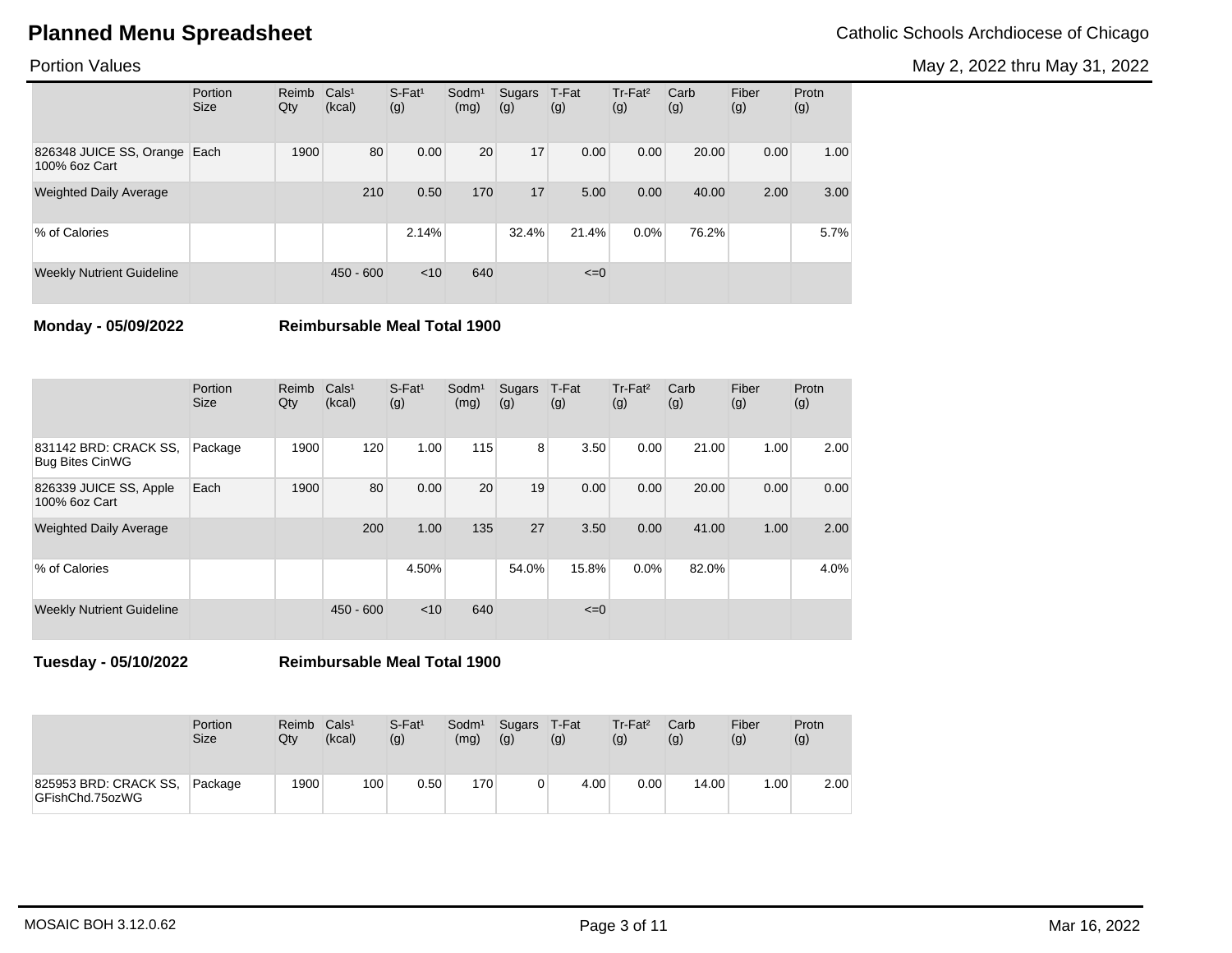# Planned Menu Spreadsheet

Catholic Schools Archdiocese of Chicago

Portion Values

May 2, 2022 thru May 31, 2022

| | Portion Size | Reimb Qty | Cals[1] (kcal) | S-Fat[1] (g) | Sodm[1] (mg) | Sugars (g) | T-Fat (g) | Tr-Fat[2] (g) | Carb (g) | Fiber (g) | Protn (g) |
|---|---|---|---|---|---|---|---|---|---|---|---|
| 826348 JUICE SS, Orange 100% 6oz Cart | Each | 1900 | 80 | 0.00 | 20 | 17 | 0.00 | 0.00 | 20.00 | 0.00 | 1.00 |
| Weighted Daily Average | | | 210 | 0.50 | 170 | 17 | 5.00 | 0.00 | 40.00 | 2.00 | 3.00 |
| % of Calories | | | | 2.14% | | 32.4% | 21.4% | 0.0% | 76.2% | | 5.7% |
| Weekly Nutrient Guideline | | | 450 - 600 | <10 | 640 | | <=0 | | | | |

**Monday - 05/09/2022** **Reimbursable Meal Total 1900**

| | Portion Size | Reimb Qty | Cals[1] (kcal) | S-Fat[1] (g) | Sodm[1] (mg) | Sugars (g) | T-Fat (g) | Tr-Fat[2] (g) | Carb (g) | Fiber (g) | Protn (g) |
|---|---|---|---|---|---|---|---|---|---|---|---|
| 831142 BRD: CRACK SS, Bug Bites CinWG | Package | 1900 | 120 | 1.00 | 115 | 8 | 3.50 | 0.00 | 21.00 | 1.00 | 2.00 |
| 826339 JUICE SS, Apple 100% 6oz Cart | Each | 1900 | 80 | 0.00 | 20 | 19 | 0.00 | 0.00 | 20.00 | 0.00 | 0.00 |
| Weighted Daily Average | | | 200 | 1.00 | 135 | 27 | 3.50 | 0.00 | 41.00 | 1.00 | 2.00 |
| % of Calories | | | | 4.50% | | 54.0% | 15.8% | 0.0% | 82.0% | | 4.0% |
| Weekly Nutrient Guideline | | | 450 - 600 | <10 | 640 | | <=0 | | | | |

**Tuesday - 05/10/2022** **Reimbursable Meal Total 1900**

| | Portion Size | Reimb Qty | Cals[1] (kcal) | S-Fat[1] (g) | Sodm[1] (mg) | Sugars (g) | T-Fat (g) | Tr-Fat[2] (g) | Carb (g) | Fiber (g) | Protn (g) |
|---|---|---|---|---|---|---|---|---|---|---|---|
| 825953 BRD: CRACK SS, GFishChd.75ozWG | Package | 1900 | 100 | 0.50 | 170 | 0 | 4.00 | 0.00 | 14.00 | 1.00 | 2.00 |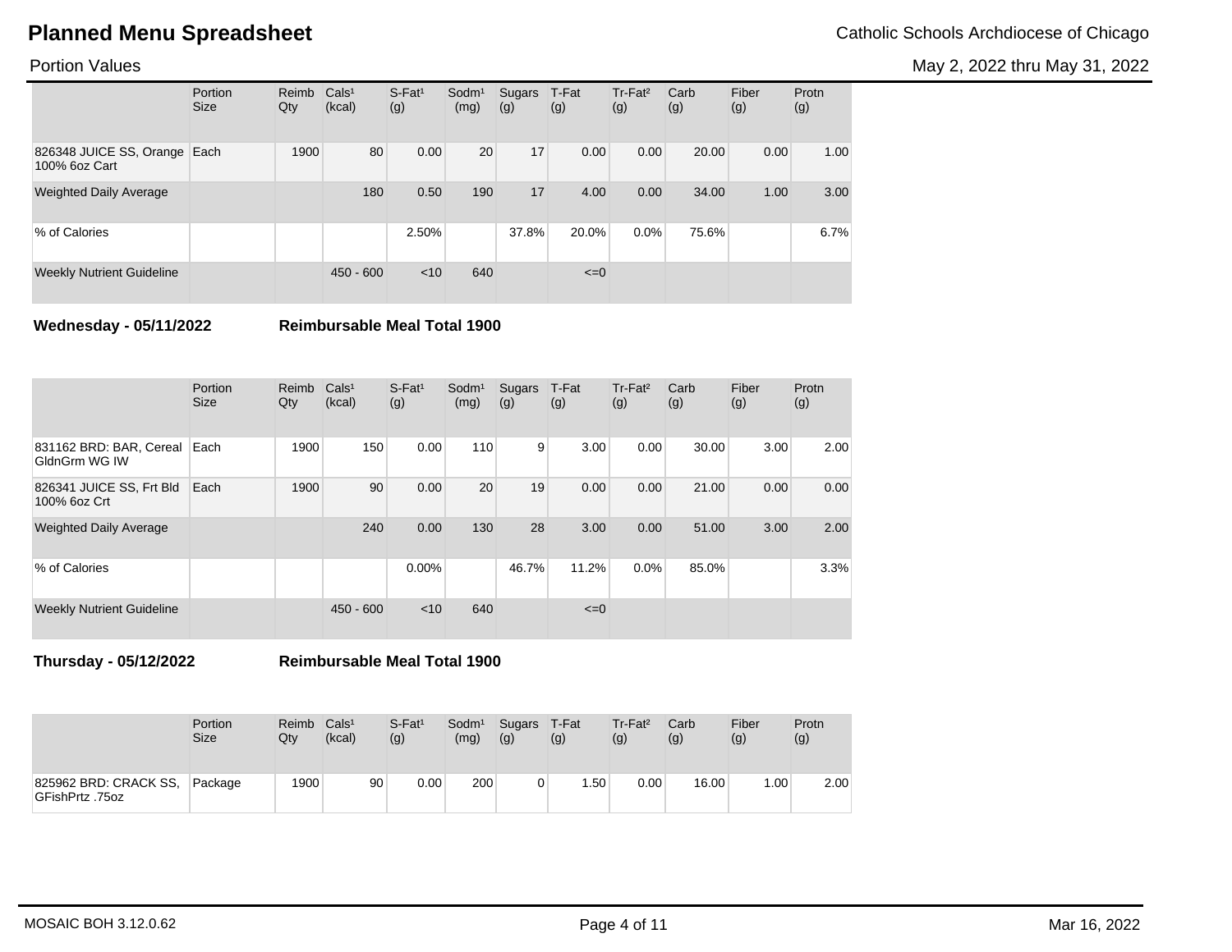# Planned Menu Spreadsheet

Catholic Schools Archdiocese of Chicago

Portion Values

May 2, 2022 thru May 31, 2022

| | Portion Size | Reimb Qty | Cals¹ (kcal) | S-Fat¹ (g) | Sodm¹ (mg) | Sugars (g) | T-Fat (g) | Tr-Fat² (g) | Carb (g) | Fiber (g) | Protn (g) |
|---|---|---|---|---|---|---|---|---|---|---|---|
| 826348 JUICE SS, Orange 100% 6oz Cart | Each | 1900 | 80 | 0.00 | 20 | 17 | 0.00 | 0.00 | 20.00 | 0.00 | 1.00 |
| Weighted Daily Average | | | 180 | 0.50 | 190 | 17 | 4.00 | 0.00 | 34.00 | 1.00 | 3.00 |
| % of Calories | | | | 2.50% | | 37.8% | 20.0% | 0.0% | 75.6% | | 6.7% |
| Weekly Nutrient Guideline | | | 450 - 600 | <10 | 640 | | <=0 | | | | |

**Wednesday - 05/11/2022** **Reimbursable Meal Total 1900**

| | Portion Size | Reimb Qty | Cals¹ (kcal) | S-Fat¹ (g) | Sodm¹ (mg) | Sugars (g) | T-Fat (g) | Tr-Fat² (g) | Carb (g) | Fiber (g) | Protn (g) |
|---|---|---|---|---|---|---|---|---|---|---|---|
| 831162 BRD: BAR, Cereal GldnGrm WG IW | Each | 1900 | 150 | 0.00 | 110 | 9 | 3.00 | 0.00 | 30.00 | 3.00 | 2.00 |
| 826341 JUICE SS, Frt Bld 100% 6oz Crt | Each | 1900 | 90 | 0.00 | 20 | 19 | 0.00 | 0.00 | 21.00 | 0.00 | 0.00 |
| Weighted Daily Average | | | 240 | 0.00 | 130 | 28 | 3.00 | 0.00 | 51.00 | 3.00 | 2.00 |
| % of Calories | | | | 0.00% | | 46.7% | 11.2% | 0.0% | 85.0% | | 3.3% |
| Weekly Nutrient Guideline | | | 450 - 600 | <10 | 640 | | <=0 | | | | |

**Thursday - 05/12/2022** **Reimbursable Meal Total 1900**

| | Portion Size | Reimb Qty | Cals¹ (kcal) | S-Fat¹ (g) | Sodm¹ (mg) | Sugars (g) | T-Fat (g) | Tr-Fat² (g) | Carb (g) | Fiber (g) | Protn (g) |
|---|---|---|---|---|---|---|---|---|---|---|---|
| 825962 BRD: CRACK SS, GFishPrtz .75oz | Package | 1900 | 90 | 0.00 | 200 | 0 | 1.50 | 0.00 | 16.00 | 1.00 | 2.00 |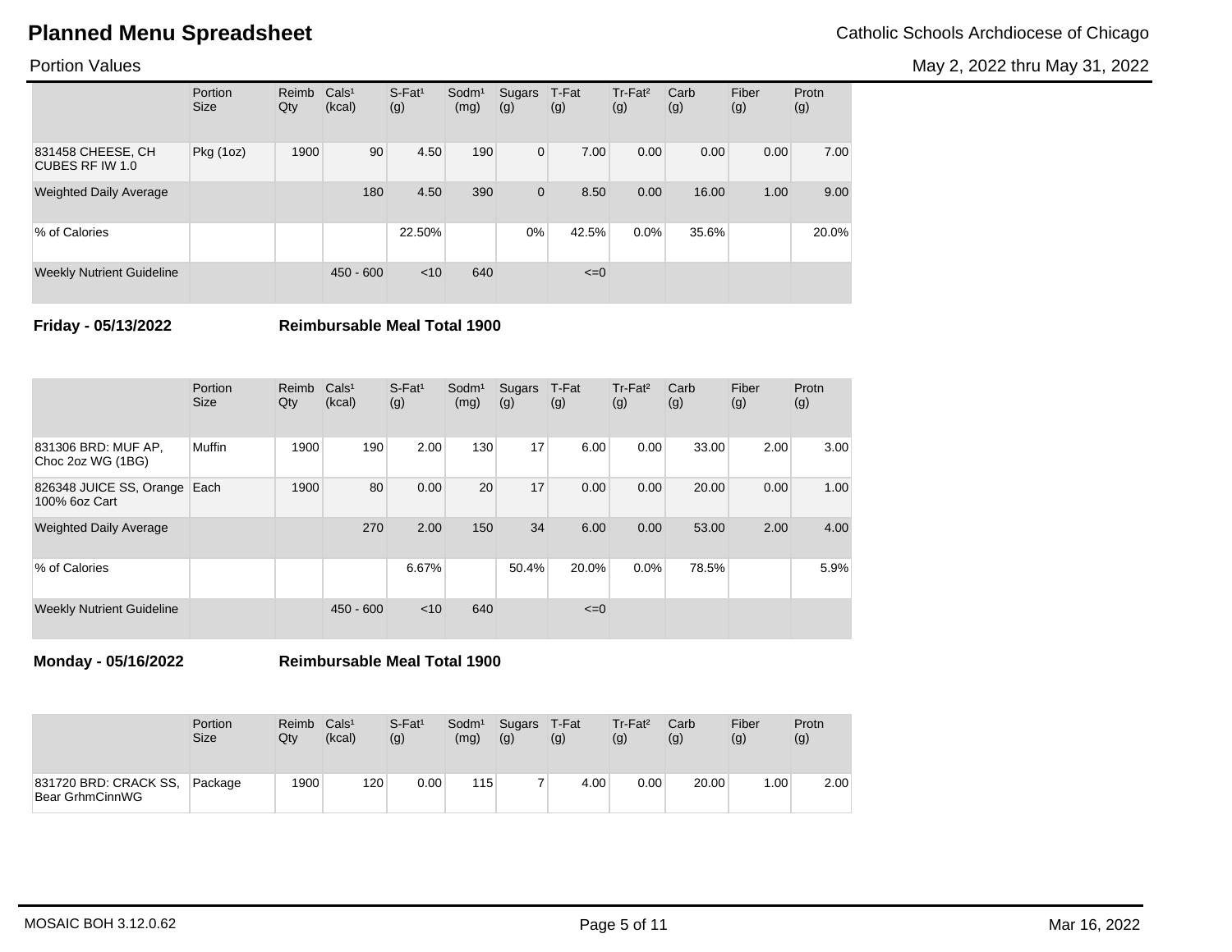# Planned Menu Spreadsheet

Catholic Schools Archdiocese of Chicago

Portion Values

May 2, 2022 thru May 31, 2022

| | Portion Size | Reimb Qty | Cals¹ (kcal) | S-Fat¹ (g) | Sodm¹ (mg) | Sugars (g) | T-Fat (g) | Tr-Fat² (g) | Carb (g) | Fiber (g) | Protn (g) |
|---|---|---|---|---|---|---|---|---|---|---|---|
| 831458 CHEESE, CH CUBES RF IW 1.0 | Pkg (1oz) | 1900 | 90 | 4.50 | 190 | 0 | 7.00 | 0.00 | 0.00 | 0.00 | 7.00 |
| Weighted Daily Average | | | 180 | 4.50 | 390 | 0 | 8.50 | 0.00 | 16.00 | 1.00 | 9.00 |
| % of Calories | | | | 22.50% | | 0% | 42.5% | 0.0% | 35.6% | | 20.0% |
| Weekly Nutrient Guideline | | | 450 - 600 | <10 | 640 | | <=0 | | | | |

**Friday - 05/13/2022** **Reimbursable Meal Total 1900**

| | Portion Size | Reimb Qty | Cals¹ (kcal) | S-Fat¹ (g) | Sodm¹ (mg) | Sugars (g) | T-Fat (g) | Tr-Fat² (g) | Carb (g) | Fiber (g) | Protn (g) |
|---|---|---|---|---|---|---|---|---|---|---|---|
| 831306 BRD: MUF AP, Choc 2oz WG (1BG) | Muffin | 1900 | 190 | 2.00 | 130 | 17 | 6.00 | 0.00 | 33.00 | 2.00 | 3.00 |
| 826348 JUICE SS, Orange 100% 6oz Cart | Each | 1900 | 80 | 0.00 | 20 | 17 | 0.00 | 0.00 | 20.00 | 0.00 | 1.00 |
| Weighted Daily Average | | | 270 | 2.00 | 150 | 34 | 6.00 | 0.00 | 53.00 | 2.00 | 4.00 |
| % of Calories | | | | 6.67% | | 50.4% | 20.0% | 0.0% | 78.5% | | 5.9% |
| Weekly Nutrient Guideline | | | 450 - 600 | <10 | 640 | | <=0 | | | | |

**Monday - 05/16/2022** **Reimbursable Meal Total 1900**

| | Portion Size | Reimb Qty | Cals¹ (kcal) | S-Fat¹ (g) | Sodm¹ (mg) | Sugars (g) | T-Fat (g) | Tr-Fat² (g) | Carb (g) | Fiber (g) | Protn (g) |
|---|---|---|---|---|---|---|---|---|---|---|---|
| 831720 BRD: CRACK SS, Bear GrhmCinnWG | Package | 1900 | 120 | 0.00 | 115 | 7 | 4.00 | 0.00 | 20.00 | 1.00 | 2.00 |

MOSAIC BOH 3.12.0.62

Mar 16, 2022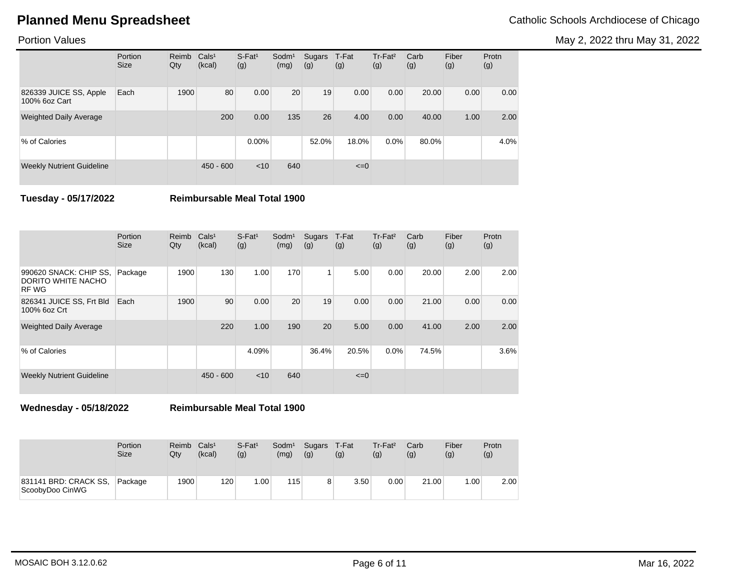# Planned Menu Spreadsheet

Catholic Schools Archdiocese of Chicago

Portion Values

May 2, 2022 thru May 31, 2022

| | Portion Size | Reimb Qty | Cals[1] (kcal) | S-Fat[1] (g) | Sodm[1] (mg) | Sugars (g) | T-Fat (g) | Tr-Fat[2] (g) | Carb (g) | Fiber (g) | Protn (g) |
|---|---|---|---|---|---|---|---|---|---|---|---|
| 826339 JUICE SS, Apple 100% 6oz Cart | Each | 1900 | 80 | 0.00 | 20 | 19 | 0.00 | 0.00 | 20.00 | 0.00 | 0.00 |
| Weighted Daily Average | | | 200 | 0.00 | 135 | 26 | 4.00 | 0.00 | 40.00 | 1.00 | 2.00 |
| % of Calories | | | | 0.00% | | 52.0% | 18.0% | 0.0% | 80.0% | | 4.0% |
| Weekly Nutrient Guideline | | | 450 - 600 | <10 | 640 | | <=0 | | | | |

**Tuesday - 05/17/2022** **Reimbursable Meal Total 1900**

| | Portion Size | Reimb Qty | Cals[1] (kcal) | S-Fat[1] (g) | Sodm[1] (mg) | Sugars (g) | T-Fat (g) | Tr-Fat[2] (g) | Carb (g) | Fiber (g) | Protn (g) |
|---|---|---|---|---|---|---|---|---|---|---|---|
| 990620 SNACK: CHIP SS, DORITO WHITE NACHO RF WG | Package | 1900 | 130 | 1.00 | 170 | 1 | 5.00 | 0.00 | 20.00 | 2.00 | 2.00 |
| 826341 JUICE SS, Frt Bld 100% 6oz Crt | Each | 1900 | 90 | 0.00 | 20 | 19 | 0.00 | 0.00 | 21.00 | 0.00 | 0.00 |
| Weighted Daily Average | | | 220 | 1.00 | 190 | 20 | 5.00 | 0.00 | 41.00 | 2.00 | 2.00 |
| % of Calories | | | | 4.09% | | 36.4% | 20.5% | 0.0% | 74.5% | | 3.6% |
| Weekly Nutrient Guideline | | | 450 - 600 | <10 | 640 | | <=0 | | | | |

**Wednesday - 05/18/2022** **Reimbursable Meal Total 1900**

| | Portion Size | Reimb Qty | Cals[1] (kcal) | S-Fat[1] (g) | Sodm[1] (mg) | Sugars (g) | T-Fat (g) | Tr-Fat[2] (g) | Carb (g) | Fiber (g) | Protn (g) |
|---|---|---|---|---|---|---|---|---|---|---|---|
| 831141 BRD: CRACK SS, ScoobyDoo CinWG | Package | 1900 | 120 | 1.00 | 115 | 8 | 3.50 | 0.00 | 21.00 | 1.00 | 2.00 |

MOSAIC BOH 3.12.0.62

Mar 16, 2022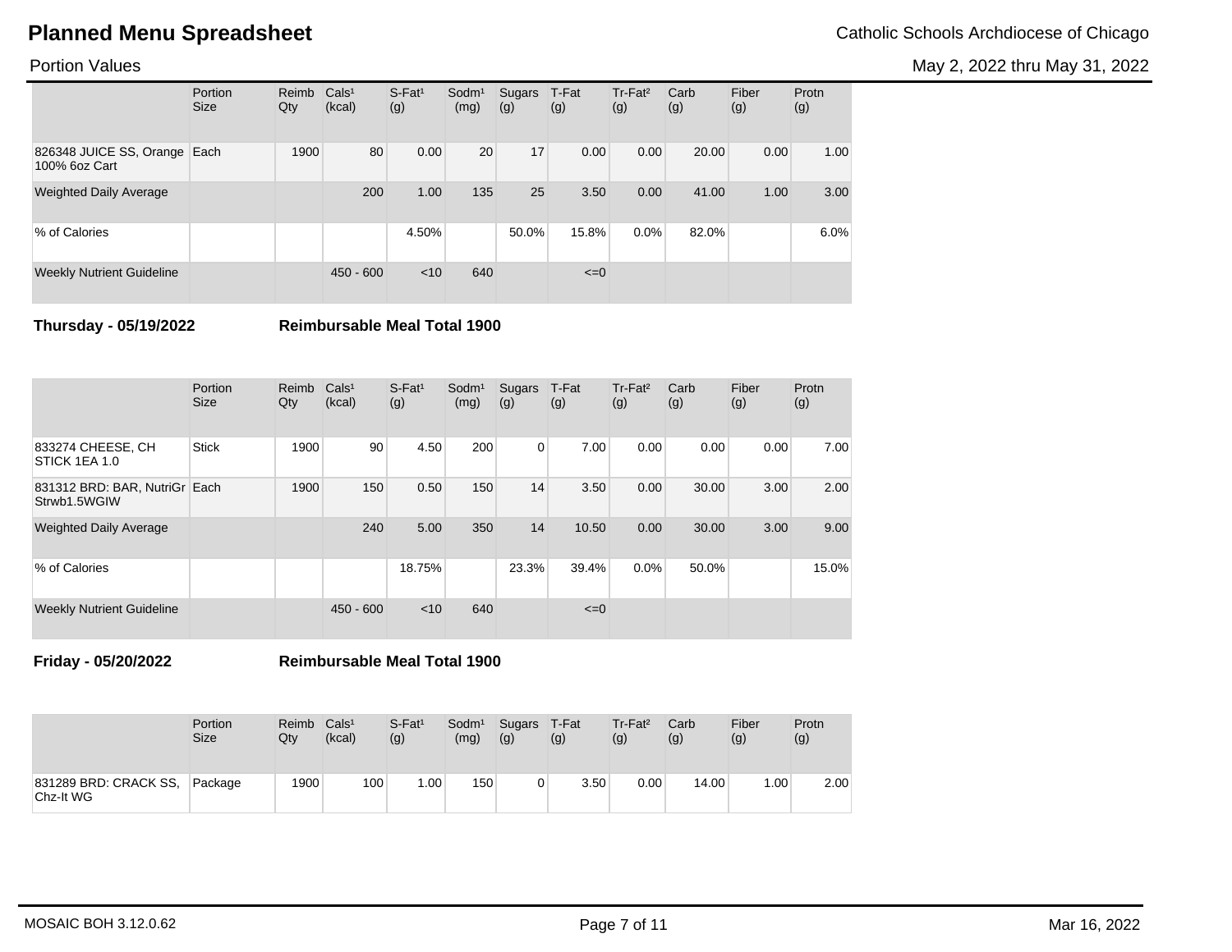# Planned Menu Spreadsheet

Catholic Schools Archdiocese of Chicago

Portion Values

May 2, 2022 thru May 31, 2022

| | Portion Size | Reimb Qty | Cals[1] (kcal) | S-Fat[1] (g) | Sodm[1] (mg) | Sugars (g) | T-Fat (g) | Tr-Fat[2] (g) | Carb (g) | Fiber (g) | Protn (g) |
|---|---|---|---|---|---|---|---|---|---|---|---|
| 826348 JUICE SS, Orange 100% 6oz Cart | Each | 1900 | 80 | 0.00 | 20 | 17 | 0.00 | 0.00 | 20.00 | 0.00 | 1.00 |
| Weighted Daily Average | | | 200 | 1.00 | 135 | 25 | 3.50 | 0.00 | 41.00 | 1.00 | 3.00 |
| % of Calories | | | | 4.50% | | 50.0% | 15.8% | 0.0% | 82.0% | | 6.0% |
| Weekly Nutrient Guideline | | | 450 - 600 | <10 | 640 | | <=0 | | | | |

**Thursday - 05/19/2022** **Reimbursable Meal Total 1900**

| | Portion Size | Reimb Qty | Cals[1] (kcal) | S-Fat[1] (g) | Sodm[1] (mg) | Sugars (g) | T-Fat (g) | Tr-Fat[2] (g) | Carb (g) | Fiber (g) | Protn (g) |
|---|---|---|---|---|---|---|---|---|---|---|---|
| 833274 CHEESE, CH STICK 1EA 1.0 | Stick | 1900 | 90 | 4.50 | 200 | 0 | 7.00 | 0.00 | 0.00 | 0.00 | 7.00 |
| 831312 BRD: BAR, NutriGr Strwb1.5WGIW | Each | 1900 | 150 | 0.50 | 150 | 14 | 3.50 | 0.00 | 30.00 | 3.00 | 2.00 |
| Weighted Daily Average | | | 240 | 5.00 | 350 | 14 | 10.50 | 0.00 | 30.00 | 3.00 | 9.00 |
| % of Calories | | | | 18.75% | | 23.3% | 39.4% | 0.0% | 50.0% | | 15.0% |
| Weekly Nutrient Guideline | | | 450 - 600 | <10 | 640 | | <=0 | | | | |

**Friday - 05/20/2022** **Reimbursable Meal Total 1900**

| | Portion Size | Reimb Qty | Cals[1] (kcal) | S-Fat[1] (g) | Sodm[1] (mg) | Sugars (g) | T-Fat (g) | Tr-Fat[2] (g) | Carb (g) | Fiber (g) | Protn (g) |
|---|---|---|---|---|---|---|---|---|---|---|---|
| 831289 BRD: CRACK SS, Chz-It WG | Package | 1900 | 100 | 1.00 | 150 | 0 | 3.50 | 0.00 | 14.00 | 1.00 | 2.00 |

MOSAIC BOH 3.12.0.62

Mar 16, 2022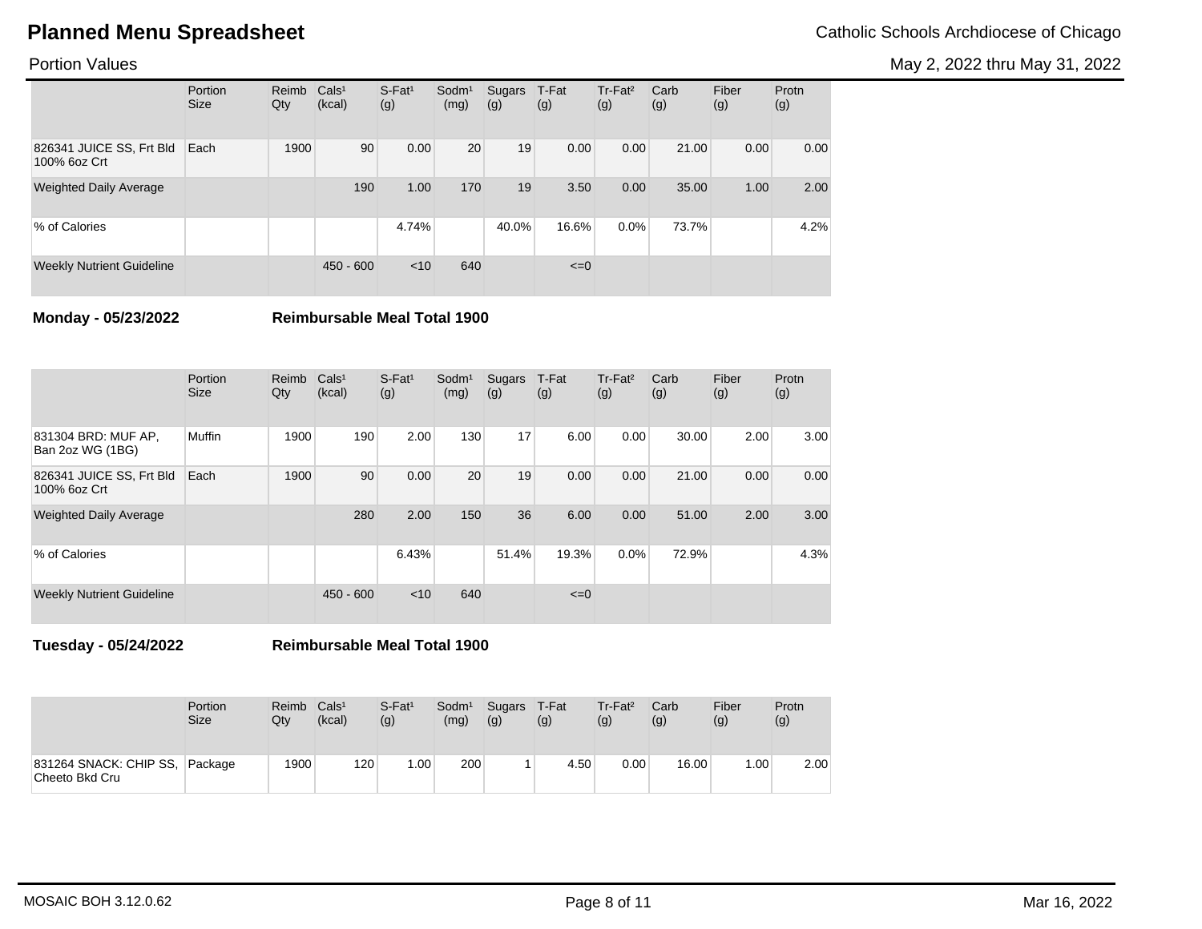# Planned Menu Spreadsheet

Catholic Schools Archdiocese of Chicago

Portion Values

May 2, 2022 thru May 31, 2022

| | Portion Size | Reimb Qty | Cals¹ (kcal) | S-Fat¹ (g) | Sodm¹ (mg) | Sugars (g) | T-Fat (g) | Tr-Fat² (g) | Carb (g) | Fiber (g) | Protn (g) |
|---|---|---|---|---|---|---|---|---|---|---|---|
| 826341 JUICE SS, Frt Bld 100% 6oz Crt | Each | 1900 | 90 | 0.00 | 20 | 19 | 0.00 | 0.00 | 21.00 | 0.00 | 0.00 |
| Weighted Daily Average | | | 190 | 1.00 | 170 | 19 | 3.50 | 0.00 | 35.00 | 1.00 | 2.00 |
| % of Calories | | | | 4.74% | | 40.0% | 16.6% | 0.0% | 73.7% | | 4.2% |
| Weekly Nutrient Guideline | | | 450 - 600 | <10 | 640 | | <=0 | | | | |

**Monday - 05/23/2022** **Reimbursable Meal Total 1900**

| | Portion Size | Reimb Qty | Cals¹ (kcal) | S-Fat¹ (g) | Sodm¹ (mg) | Sugars (g) | T-Fat (g) | Tr-Fat² (g) | Carb (g) | Fiber (g) | Protn (g) |
|---|---|---|---|---|---|---|---|---|---|---|---|
| 831304 BRD: MUF AP, Ban 2oz WG (1BG) | Muffin | 1900 | 190 | 2.00 | 130 | 17 | 6.00 | 0.00 | 30.00 | 2.00 | 3.00 |
| 826341 JUICE SS, Frt Bld 100% 6oz Crt | Each | 1900 | 90 | 0.00 | 20 | 19 | 0.00 | 0.00 | 21.00 | 0.00 | 0.00 |
| Weighted Daily Average | | | 280 | 2.00 | 150 | 36 | 6.00 | 0.00 | 51.00 | 2.00 | 3.00 |
| % of Calories | | | | 6.43% | | 51.4% | 19.3% | 0.0% | 72.9% | | 4.3% |
| Weekly Nutrient Guideline | | | 450 - 600 | <10 | 640 | | <=0 | | | | |

**Tuesday - 05/24/2022** **Reimbursable Meal Total 1900**

| | Portion Size | Reimb Qty | Cals¹ (kcal) | S-Fat¹ (g) | Sodm¹ (mg) | Sugars (g) | T-Fat (g) | Tr-Fat² (g) | Carb (g) | Fiber (g) | Protn (g) |
|---|---|---|---|---|---|---|---|---|---|---|---|
| 831264 SNACK: CHIP SS, Cheeto Bkd Cru | Package | 1900 | 120 | 1.00 | 200 | 1 | 4.50 | 0.00 | 16.00 | 1.00 | 2.00 |

MOSAIC BOH 3.12.0.62

Mar 16, 2022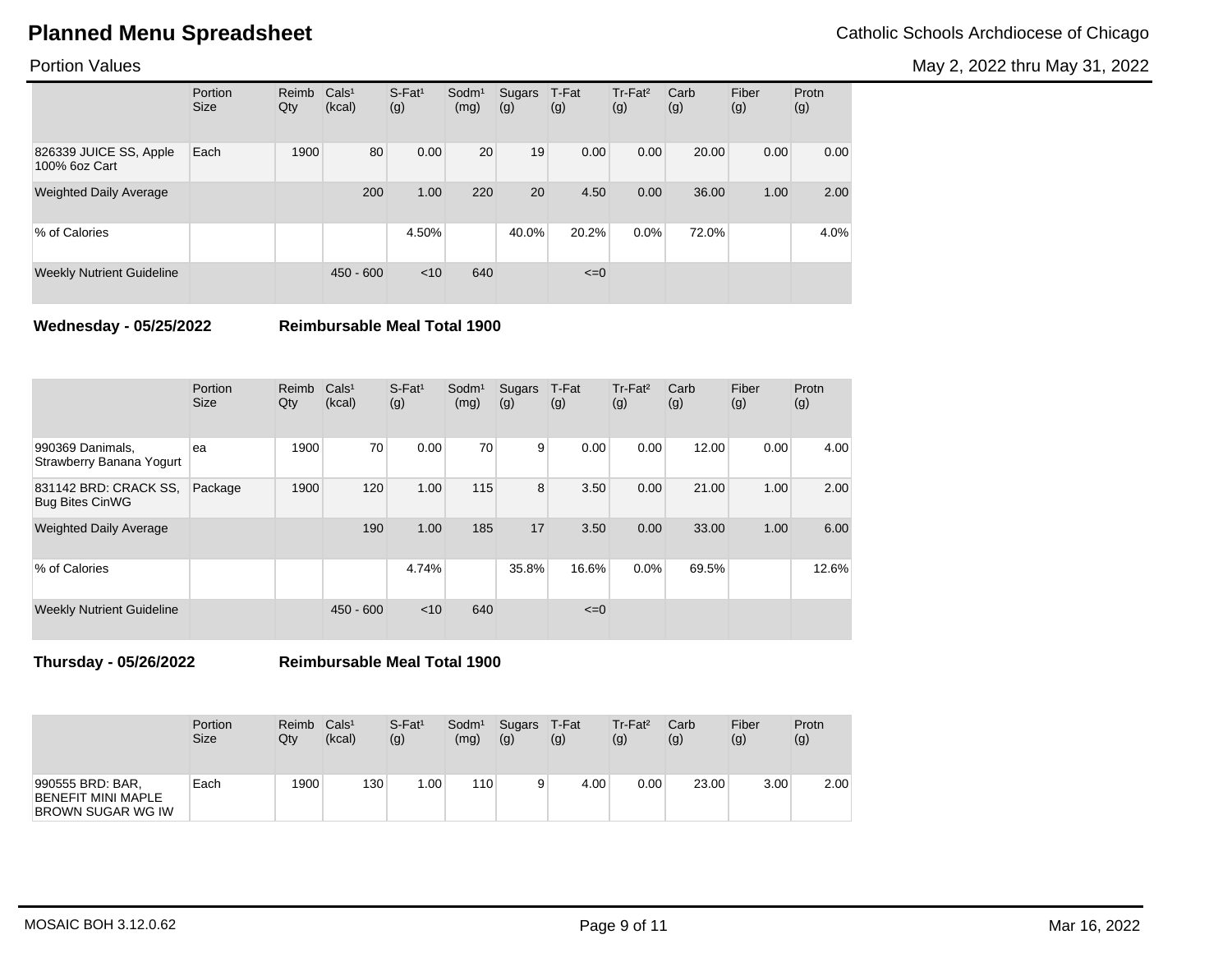# Planned Menu Spreadsheet

Catholic Schools Archdiocese of Chicago

Portion Values

May 2, 2022 thru May 31, 2022

| | Portion Size | Reimb Qty | Cals[1] (kcal) | S-Fat[1] (g) | Sodm[1] (mg) | Sugars (g) | T-Fat (g) | Tr-Fat[2] (g) | Carb (g) | Fiber (g) | Protn (g) |
|---|---|---|---|---|---|---|---|---|---|---|---|
| 826339 JUICE SS, Apple 100% 6oz Cart | Each | 1900 | 80 | 0.00 | 20 | 19 | 0.00 | 0.00 | 20.00 | 0.00 | 0.00 |
| Weighted Daily Average | | | 200 | 1.00 | 220 | 20 | 4.50 | 0.00 | 36.00 | 1.00 | 2.00 |
| % of Calories | | | | 4.50% | | 40.0% | 20.2% | 0.0% | 72.0% | | 4.0% |
| Weekly Nutrient Guideline | | | 450 - 600 | <10 | 640 | | <=0 | | | | |

**Wednesday - 05/25/2022** **Reimbursable Meal Total 1900**

| | Portion Size | Reimb Qty | Cals[1] (kcal) | S-Fat[1] (g) | Sodm[1] (mg) | Sugars (g) | T-Fat (g) | Tr-Fat[2] (g) | Carb (g) | Fiber (g) | Protn (g) |
|---|---|---|---|---|---|---|---|---|---|---|---|
| 990369 Danimals, Strawberry Banana Yogurt | ea | 1900 | 70 | 0.00 | 70 | 9 | 0.00 | 0.00 | 12.00 | 0.00 | 4.00 |
| 831142 BRD: CRACK SS, Bug Bites CinWG | Package | 1900 | 120 | 1.00 | 115 | 8 | 3.50 | 0.00 | 21.00 | 1.00 | 2.00 |
| Weighted Daily Average | | | 190 | 1.00 | 185 | 17 | 3.50 | 0.00 | 33.00 | 1.00 | 6.00 |
| % of Calories | | | | 4.74% | | 35.8% | 16.6% | 0.0% | 69.5% | | 12.6% |
| Weekly Nutrient Guideline | | | 450 - 600 | <10 | 640 | | <=0 | | | | |

**Thursday - 05/26/2022** **Reimbursable Meal Total 1900**

| | Portion Size | Reimb Qty | Cals[1] (kcal) | S-Fat[1] (g) | Sodm[1] (mg) | Sugars (g) | T-Fat (g) | Tr-Fat[2] (g) | Carb (g) | Fiber (g) | Protn (g) |
|---|---|---|---|---|---|---|---|---|---|---|---|
| 990555 BRD: BAR, BENEFIT MINI MAPLE BROWN SUGAR WG IW | Each | 1900 | 130 | 1.00 | 110 | 9 | 4.00 | 0.00 | 23.00 | 3.00 | 2.00 |

MOSAIC BOH 3.12.0.62

Mar 16, 2022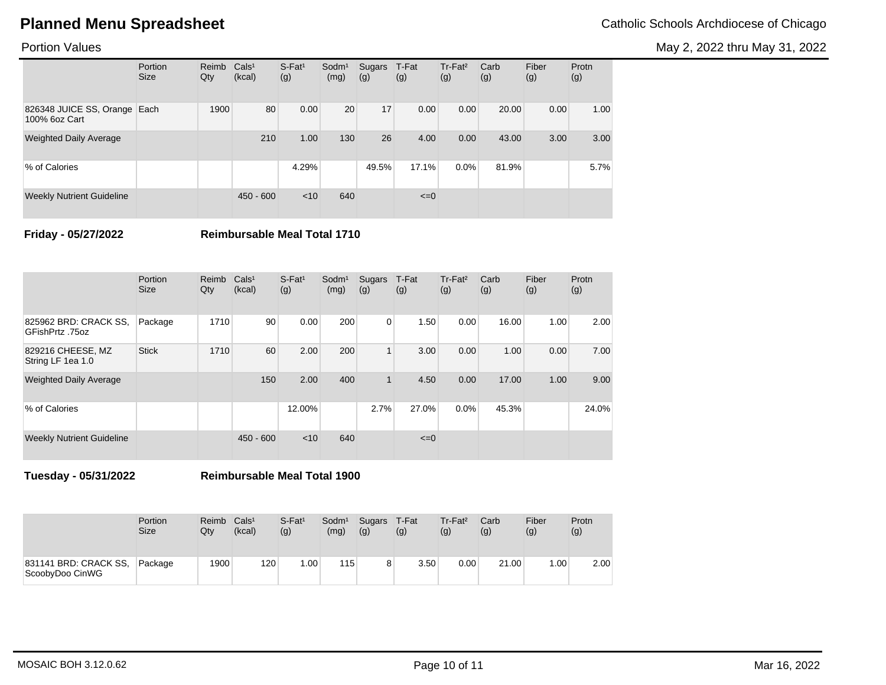# Planned Menu Spreadsheet

Catholic Schools Archdiocese of Chicago

Portion Values

May 2, 2022 thru May 31, 2022

| | Portion Size | Reimb Qty | Cals[1] (kcal) | S-Fat[1] (g) | Sodm[1] (mg) | Sugars (g) | T-Fat (g) | Tr-Fat[2] (g) | Carb (g) | Fiber (g) | Protn (g) |
|---|---|---|---|---|---|---|---|---|---|---|---|
| 826348 JUICE SS, Orange 100% 6oz Cart | Each | 1900 | 80 | 0.00 | 20 | 17 | 0.00 | 0.00 | 20.00 | 0.00 | 1.00 |
| Weighted Daily Average | | | 210 | 1.00 | 130 | 26 | 4.00 | 0.00 | 43.00 | 3.00 | 3.00 |
| % of Calories | | | | 4.29% | | 49.5% | 17.1% | 0.0% | 81.9% | | 5.7% |
| Weekly Nutrient Guideline | | | 450 - 600 | <10 | 640 | | <=0 | | | | |

**Friday - 05/27/2022** **Reimbursable Meal Total 1710**

| | Portion Size | Reimb Qty | Cals[1] (kcal) | S-Fat[1] (g) | Sodm[1] (mg) | Sugars (g) | T-Fat (g) | Tr-Fat[2] (g) | Carb (g) | Fiber (g) | Protn (g) |
|---|---|---|---|---|---|---|---|---|---|---|---|
| 825962 BRD: CRACK SS, GFishPrtz .75oz | Package | 1710 | 90 | 0.00 | 200 | 0 | 1.50 | 0.00 | 16.00 | 1.00 | 2.00 |
| 829216 CHEESE, MZ String LF 1ea 1.0 | Stick | 1710 | 60 | 2.00 | 200 | 1 | 3.00 | 0.00 | 1.00 | 0.00 | 7.00 |
| Weighted Daily Average | | | 150 | 2.00 | 400 | 1 | 4.50 | 0.00 | 17.00 | 1.00 | 9.00 |
| % of Calories | | | | 12.00% | | 2.7% | 27.0% | 0.0% | 45.3% | | 24.0% |
| Weekly Nutrient Guideline | | | 450 - 600 | <10 | 640 | | <=0 | | | | |

**Tuesday - 05/31/2022** **Reimbursable Meal Total 1900**

| | Portion Size | Reimb Qty | Cals[1] (kcal) | S-Fat[1] (g) | Sodm[1] (mg) | Sugars (g) | T-Fat (g) | Tr-Fat[2] (g) | Carb (g) | Fiber (g) | Protn (g) |
|---|---|---|---|---|---|---|---|---|---|---|---|
| 831141 BRD: CRACK SS, ScoobyDoo CinWG | Package | 1900 | 120 | 1.00 | 115 | 8 | 3.50 | 0.00 | 21.00 | 1.00 | 2.00 |

MOSAIC BOH 3.12.0.62

Mar 16, 2022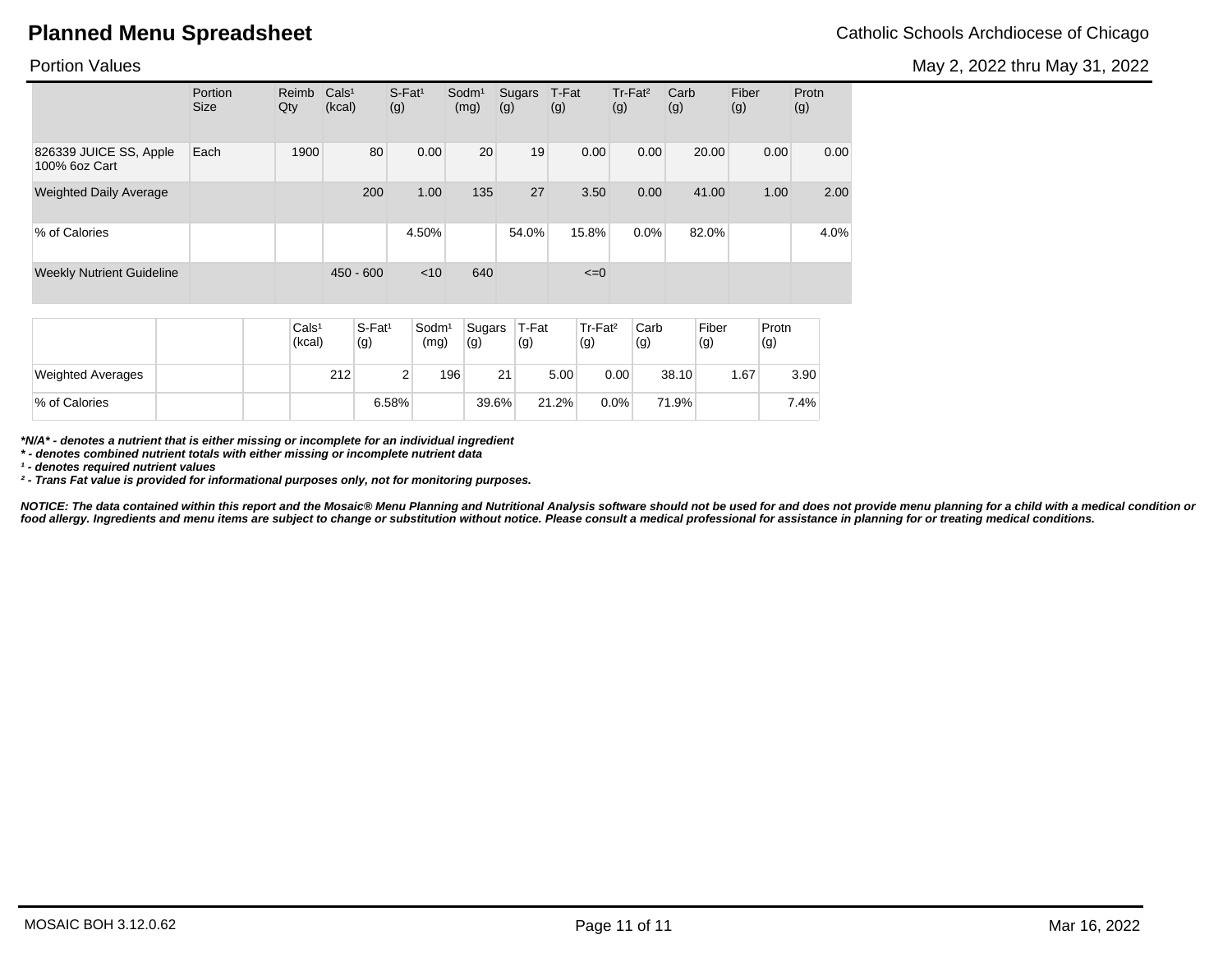# Planned Menu Spreadsheet

Catholic Schools Archdiocese of Chicago

Portion Values

May 2, 2022 thru May 31, 2022

| | Portion Size | Reimb Qty | Cals¹ (kcal) | S-Fat¹ (g) | Sodm¹ (mg) | Sugars (g) | T-Fat (g) | Tr-Fat² (g) | Carb (g) | Fiber (g) | Protn (g) |
|---|---|---|---|---|---|---|---|---|---|---|---|
| 826339 JUICE SS, Apple 100% 6oz Cart | Each | 1900 | 80 | 0.00 | 20 | 19 | 0.00 | 0.00 | 20.00 | 0.00 | 0.00 |
| Weighted Daily Average | | | 200 | 1.00 | 135 | 27 | 3.50 | 0.00 | 41.00 | 1.00 | 2.00 |
| % of Calories | | | | 4.50% | | 54.0% | 15.8% | 0.0% | 82.0% | | 4.0% |
| Weekly Nutrient Guideline | | | 450 - 600 | <10 | 640 | | <=0 | | | | |

| | | | Cals¹ (kcal) | S-Fat¹ (g) | Sodm¹ (mg) | Sugars (g) | T-Fat (g) | Tr-Fat² (g) | Carb (g) | Fiber (g) | Protn (g) |
|---|---|---|---|---|---|---|---|---|---|---|---|
| Weighted Averages | | | 212 | 2 | 196 | 21 | 5.00 | 0.00 | 38.10 | 1.67 | 3.90 |
| % of Calories | | | | 6.58% | | 39.6% | 21.2% | 0.0% | 71.9% | | 7.4% |

***N/A* - denotes a nutrient that is either missing or incomplete for an individual ingredient***

***\* - denotes combined nutrient totals with either missing or incomplete nutrient data***

***¹ - denotes required nutrient values***

***² - Trans Fat value is provided for informational purposes only, not for monitoring purposes.***

***NOTICE: The data contained within this report and the Mosaic® Menu Planning and Nutritional Analysis software should not be used for and does not provide menu planning for a child with a medical condition or food allergy. Ingredients and menu items are subject to change or substitution without notice. Please consult a medical professional for assistance in planning for or treating medical conditions.***

MOSAIC BOH 3.12.0.62

Mar 16, 2022